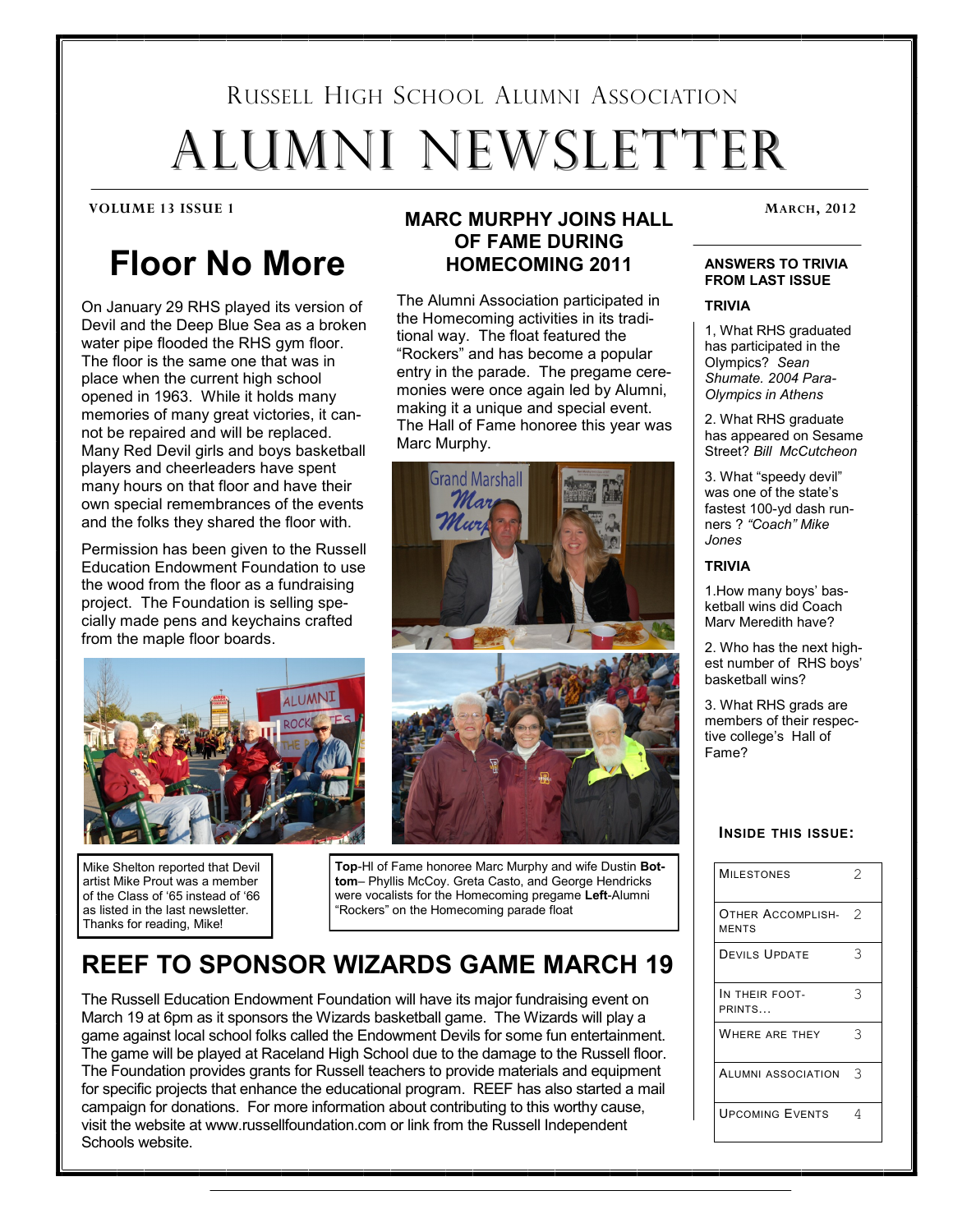Russell High School Alumni Association

# Alumni Newsletter

**VOLUME 13 ISSUE 1** — **March, 2012**

## Floor No More

On January 29 RHS played its version of Devil and the Deep Blue Sea as a broken water pipe flooded the RHS gym floor. The floor is the same one that was in place when the current high school opened in 1963. While it holds many memories of many great victories, it cannot be repaired and will be replaced. Many Red Devil girls and boys basketball players and cheerleaders have spent many hours on that floor and have their own special remembrances of the events and the folks they shared the floor with.

Permission has been given to the Russell Education Endowment Foundation to use the wood from the floor as a fundraising project. The Foundation is selling specially made pens and keychains crafted from the maple floor boards.

Mike Shelton reported that Devil artist Mike Prout was a member of the Class of '65 instead of '66 as listed in the last newsletter. Thanks for reading, Mike!

## MARC MURPHY JOINS HALL OF FAME DURING HOMECOMING 2011

The Alumni Association participated in the Homecoming activities in its traditional way. The float featured the "Rockers" and has become a popular entry in the parade. The pregame ceremonies were once again led by Alumni, making it a unique and special event. The Hall of Fame honoree this year was Marc Murphy.

**Top**-Hl of Fame honoree Marc Murphy and wife Dustin **Bottom**– Phyllis McCoy. Greta Casto, and George Hendricks were vocalists for the Homecoming pregame **Left**-Alumni "Rockers" on the Homecoming parade float

## REEF TO SPONSOR WIZARDS GAME MARCH 19

The Russell Education Endowment Foundation will have its major fundraising event on March 19 at 6pm as it sponsors the Wizards basketball game. The Wizards will play a game against local school folks called the Endowment Devils for some fun entertainment. The game will be played at Raceland High School due to the damage to the Russell floor. The Foundation provides grants for Russell teachers to provide materials and equipment for specific projects that enhance the educational program. REEF has also started a mail campaign for donations. For more information about contributing to this worthy cause, visit the website at www.russellfoundation.com or link from the Russell Independent Schools website.

### ANSWERS TO TRIVIA FROM LAST ISSUE

**TRIVIA**

1, What RHS graduated has participated in the Olympics? *Sean Shumate. 2004 Para-Olympics in Athens*

2. What RHS graduate has appeared on Sesame Street? *Bill McCutcheon*

3. What "speedy devil" was one of the state's fastest 100-yd dash runners ? *"Coach" Mike Jones*

**TRIVIA**

1.How many boys' basketball wins did Coach Marv Meredith have?

2. Who has the next highest number of RHS boys' basketball wins?

3. What RHS grads are members of their respective college's Hall of Fame?

### INSIDE THIS ISSUE:

| | |
|---|---|
| Milestones | 2 |
| Other Accomplishments | 2 |
| Devils Update | 3 |
| In Their Footprints... | 3 |
| Where Are They | 3 |
| Alumni Association | 3 |
| Upcoming Events | 4 |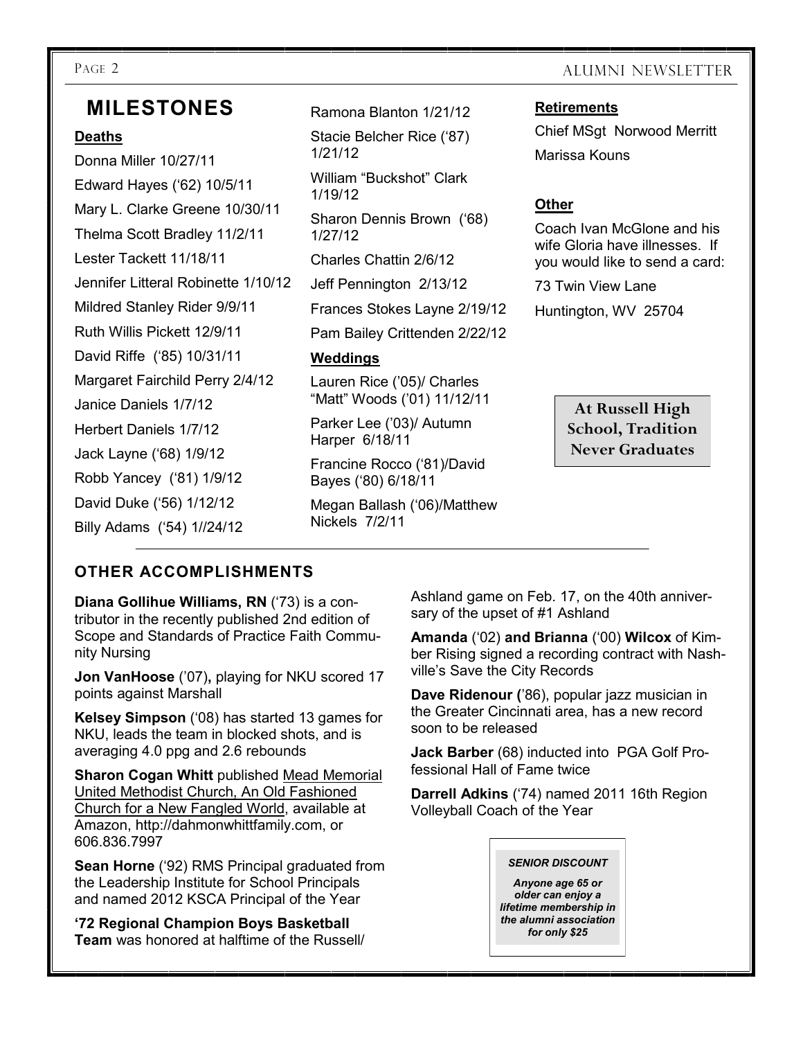# MILESTONES

**Deaths**

Donna Miller 10/27/11

Edward Hayes ('62) 10/5/11

Mary L. Clarke Greene 10/30/11

Thelma Scott Bradley 11/2/11

Lester Tackett 11/18/11

Jennifer Litteral Robinette 1/10/12

Mildred Stanley Rider 9/9/11

Ruth Willis Pickett 12/9/11

David Riffe ('85) 10/31/11

Margaret Fairchild Perry 2/4/12

Janice Daniels 1/7/12

Herbert Daniels 1/7/12

Jack Layne ('68) 1/9/12

Robb Yancey ('81) 1/9/12

David Duke ('56) 1/12/12

Billy Adams ('54) 1//24/12

Ramona Blanton 1/21/12

Stacie Belcher Rice ('87) 1/21/12

William "Buckshot" Clark 1/19/12

Sharon Dennis Brown ('68) 1/27/12

Charles Chattin 2/6/12

Jeff Pennington 2/13/12

Frances Stokes Layne 2/19/12

Pam Bailey Crittenden 2/22/12

**Weddings**

Lauren Rice ('05)/ Charles "Matt" Woods ('01) 11/12/11

Parker Lee ('03)/ Autumn Harper 6/18/11

Francine Rocco ('81)/David Bayes ('80) 6/18/11

Megan Ballash ('06)/Matthew Nickels 7/2/11

**Retirements**

Chief MSgt Norwood Merritt

Marissa Kouns

**Other**

Coach Ivan McGlone and his wife Gloria have illnesses. If you would like to send a card:

73 Twin View Lane

Huntington, WV 25704

**At Russell High School, Tradition Never Graduates**

## OTHER ACCOMPLISHMENTS

**Diana Gollihue Williams, RN** ('73) is a contributor in the recently published 2nd edition of Scope and Standards of Practice Faith Community Nursing

**Jon VanHoose** ('07)**,** playing for NKU scored 17 points against Marshall

**Kelsey Simpson** ('08) has started 13 games for NKU, leads the team in blocked shots, and is averaging 4.0 ppg and 2.6 rebounds

**Sharon Cogan Whitt** published Mead Memorial United Methodist Church, An Old Fashioned Church for a New Fangled World, available at Amazon, http://dahmonwhittfamily.com, or 606.836.7997

**Sean Horne** ('92) RMS Principal graduated from the Leadership Institute for School Principals and named 2012 KSCA Principal of the Year

**'72 Regional Champion Boys Basketball Team** was honored at halftime of the Russell/ Ashland game on Feb. 17, on the 40th anniversary of the upset of #1 Ashland

**Amanda** ('02) **and Brianna** ('00) **Wilcox** of Kimber Rising signed a recording contract with Nashville's Save the City Records

**Dave Ridenour (**'86), popular jazz musician in the Greater Cincinnati area, has a new record soon to be released

**Jack Barber** (68) inducted into PGA Golf Professional Hall of Fame twice

**Darrell Adkins** ('74) named 2011 16th Region Volleyball Coach of the Year

***SENIOR DISCOUNT***

***Anyone age 65 or older can enjoy a lifetime membership in the alumni association for only $25***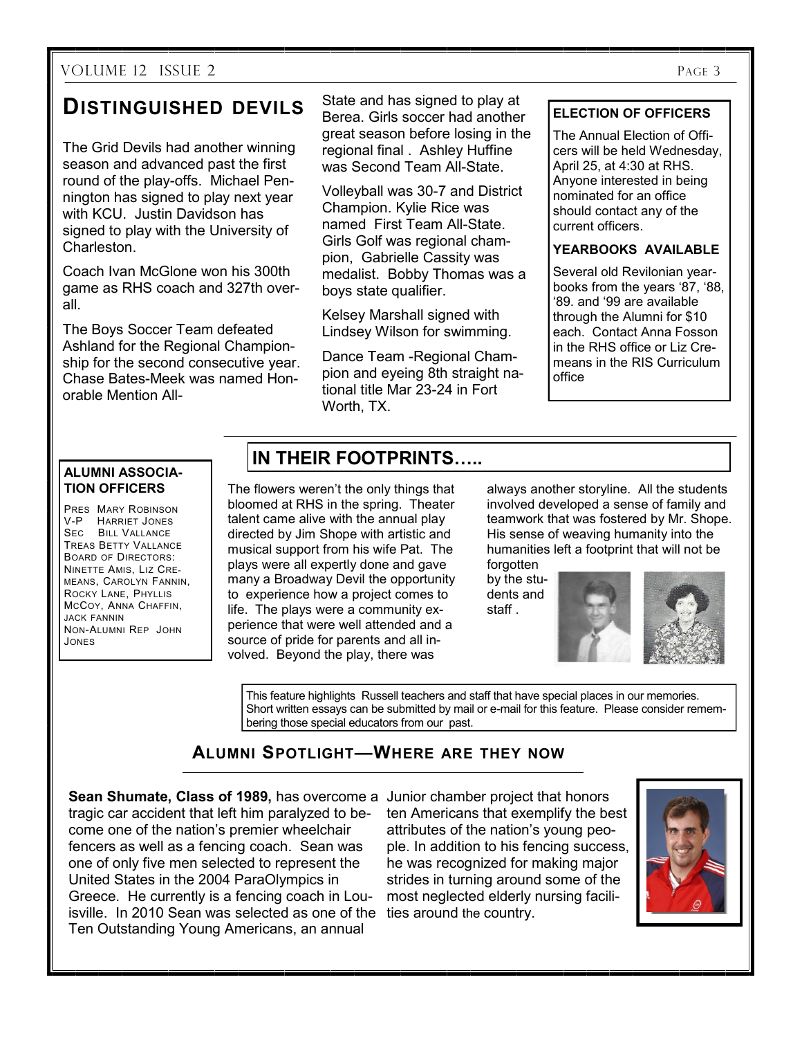## DISTINGUISHED DEVILS

The Grid Devils had another winning season and advanced past the first round of the play-offs. Michael Pennington has signed to play next year with KCU. Justin Davidson has signed to play with the University of Charleston.

Coach Ivan McGlone won his 300th game as RHS coach and 327th overall.

The Boys Soccer Team defeated Ashland for the Regional Championship for the second consecutive year. Chase Bates-Meek was named Honorable Mention All-State and has signed to play at Berea. Girls soccer had another great season before losing in the regional final . Ashley Huffine was Second Team All-State.

Volleyball was 30-7 and District Champion. Kylie Rice was named First Team All-State. Girls Golf was regional champion, Gabrielle Cassity was medalist. Bobby Thomas was a boys state qualifier.

Kelsey Marshall signed with Lindsey Wilson for swimming.

Dance Team -Regional Champion and eyeing 8th straight national title Mar 23-24 in Fort Worth, TX.

### ELECTION OF OFFICERS

The Annual Election of Officers will be held Wednesday, April 25, at 4:30 at RHS. Anyone interested in being nominated for an office should contact any of the current officers.

### YEARBOOKS AVAILABLE

Several old Revilonian yearbooks from the years '87, '88, '89. and '99 are available through the Alumni for $10 each. Contact Anna Fosson in the RHS office or Liz Cremeans in the RIS Curriculum office

### ALUMNI ASSOCIATION OFFICERS

PRES MARY ROBINSON
V-P HARRIET JONES
SEC BILL VALLANCE
TREAS BETTY VALLANCE
BOARD OF DIRECTORS: NINETTE AMIS, LIZ CREMEANS, CAROLYN FANNIN, ROCKY LANE, PHYLLIS MCCOY, ANNA CHAFFIN, JACK FANNIN
NON-ALUMNI REP JOHN JONES

## IN THEIR FOOTPRINTS…..

The flowers weren't the only things that bloomed at RHS in the spring. Theater talent came alive with the annual play directed by Jim Shope with artistic and musical support from his wife Pat. The plays were all expertly done and gave many a Broadway Devil the opportunity to experience how a project comes to life. The plays were a community experience that were well attended and a source of pride for parents and all involved. Beyond the play, there was always another storyline. All the students involved developed a sense of family and teamwork that was fostered by Mr. Shope. His sense of weaving humanity into the humanities left a footprint that will not be forgotten by the students and staff .

This feature highlights Russell teachers and staff that have special places in our memories. Short written essays can be submitted by mail or e-mail for this feature. Please consider remembering those special educators from our past.

## ALUMNI SPOTLIGHT—WHERE ARE THEY NOW

**Sean Shumate, Class of 1989,** has overcome a tragic car accident that left him paralyzed to become one of the nation's premier wheelchair fencers as well as a fencing coach. Sean was one of only five men selected to represent the United States in the 2004 ParaOlympics in Greece. He currently is a fencing coach in Louisville. In 2010 Sean was selected as one of the Ten Outstanding Young Americans, an annual Junior chamber project that honors ten Americans that exemplify the best attributes of the nation's young people. In addition to his fencing success, he was recognized for making major strides in turning around some of the most neglected elderly nursing facilities around the country.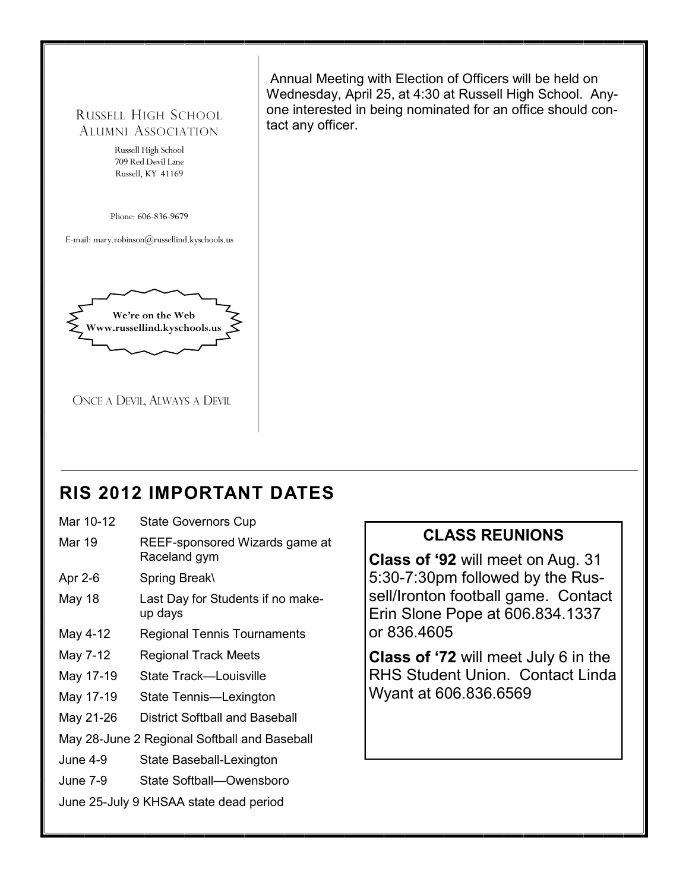Russell High School Alumni Association

Russell High School
709 Red Devil Lane
Russell, KY 41169

Phone: 606-836-9679

E-mail: mary.robinson@russellind.kyschools.us

We're on the Web
Www.russellind.kyschools.us

Once a Devil, Always a Devil

Annual Meeting with Election of Officers will be held on Wednesday, April 25, at 4:30 at Russell High School. Anyone interested in being nominated for an office should contact any officer.

## RIS 2012 IMPORTANT DATES

| | |
|---|---|
| Mar 10-12 | State Governors Cup |
| Mar 19 | REEF-sponsored Wizards game at Raceland gym |
| Apr 2-6 | Spring Break\ |
| May 18 | Last Day for Students if no make-up days |
| May 4-12 | Regional Tennis Tournaments |
| May 7-12 | Regional Track Meets |
| May 17-19 | State Track—Louisville |
| May 17-19 | State Tennis—Lexington |
| May 21-26 | District Softball and Baseball |
| May 28-June 2 | Regional Softball and Baseball |
| June 4-9 | State Baseball-Lexington |
| June 7-9 | State Softball—Owensboro |
| June 25-July 9 | KHSAA state dead period |

### CLASS REUNIONS

**Class of '92** will meet on Aug. 31 5:30-7:30pm followed by the Russell/Ironton football game. Contact Erin Slone Pope at 606.834.1337 or 836.4605

**Class of '72** will meet July 6 in the RHS Student Union. Contact Linda Wyant at 606.836.6569